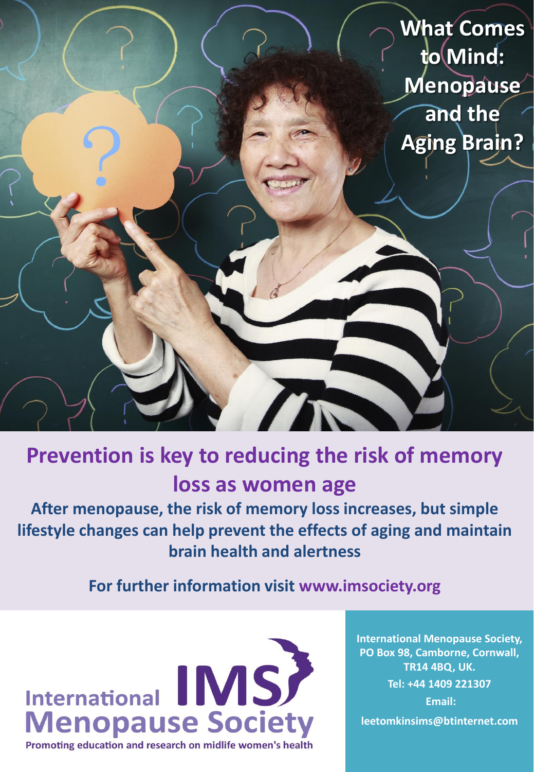# What Comes to Mind: Menopause and the Aging Brain?

## Prevention is key to reducing the risk of memory loss as women age

**After menopause, the risk of memory loss increases, but simple lifestyle changes can help prevent the effects of aging and maintain brain health and alertness**

**For further information visit www.imsociety.org**

International IMS Menopause Society

Promoting education and research on midlife women's health

**International Menopause Society, PO Box 98, Camborne, Cornwall, TR14 4BQ, UK.**

**Tel: +44 1409 221307**

**Email:**

**leetomkinsims@btinternet.com**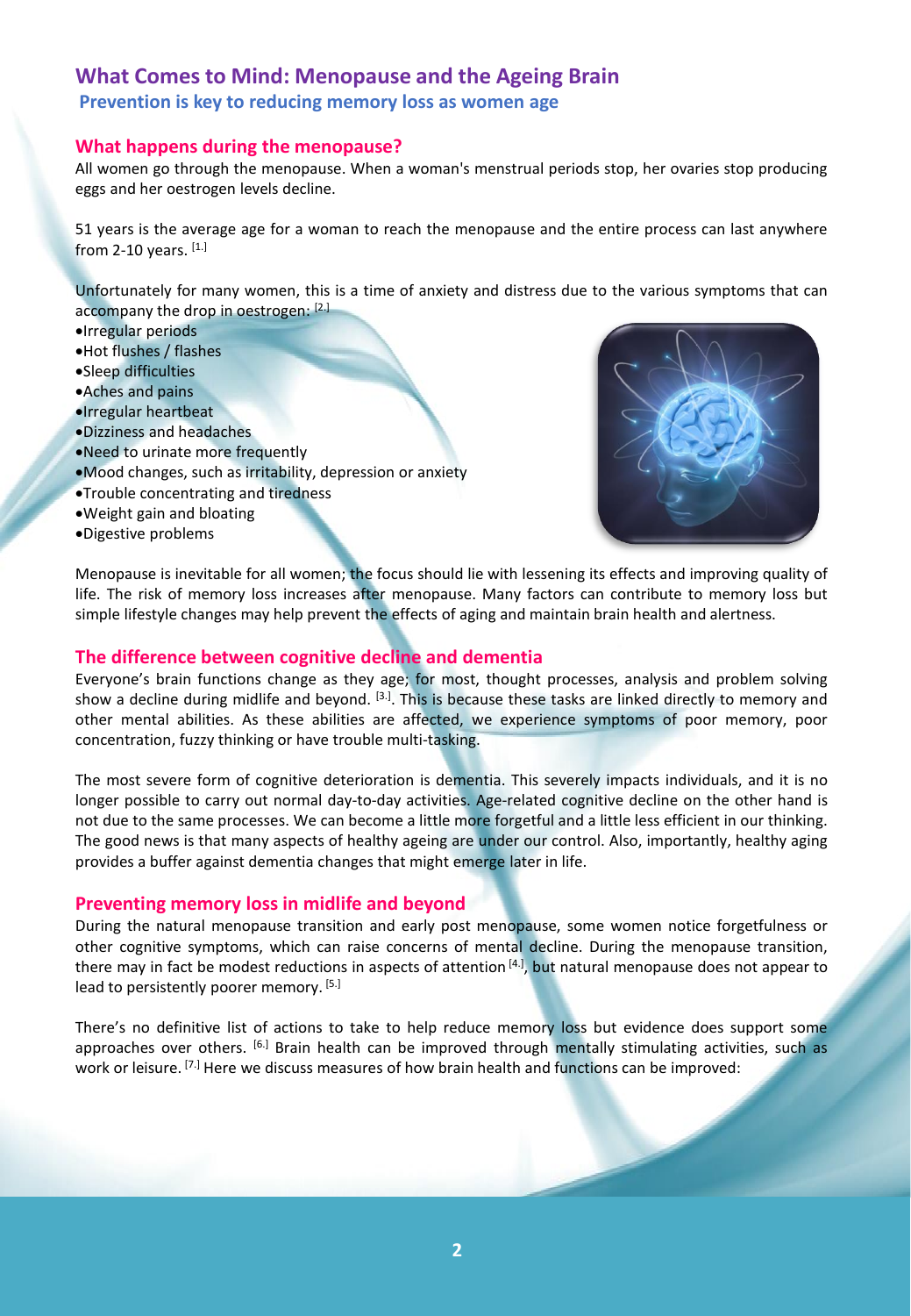# What Comes to Mind: Menopause and the Ageing Brain

## Prevention is key to reducing memory loss as women age

### What happens during the menopause?

All women go through the menopause. When a woman's menstrual periods stop, her ovaries stop producing eggs and her oestrogen levels decline.

51 years is the average age for a woman to reach the menopause and the entire process can last anywhere from 2-10 years. [1.]

Unfortunately for many women, this is a time of anxiety and distress due to the various symptoms that can accompany the drop in oestrogen: [2.]

- Irregular periods
- Hot flushes / flashes
- Sleep difficulties
- Aches and pains
- Irregular heartbeat
- Dizziness and headaches
- Need to urinate more frequently
- Mood changes, such as irritability, depression or anxiety
- Trouble concentrating and tiredness
- Weight gain and bloating
- Digestive problems

Menopause is inevitable for all women; the focus should lie with lessening its effects and improving quality of life. The risk of memory loss increases after menopause. Many factors can contribute to memory loss but simple lifestyle changes may help prevent the effects of aging and maintain brain health and alertness.

### The difference between cognitive decline and dementia

Everyone's brain functions change as they age; for most, thought processes, analysis and problem solving show a decline during midlife and beyond. [3.]. This is because these tasks are linked directly to memory and other mental abilities. As these abilities are affected, we experience symptoms of poor memory, poor concentration, fuzzy thinking or have trouble multi-tasking.

The most severe form of cognitive deterioration is dementia. This severely impacts individuals, and it is no longer possible to carry out normal day-to-day activities. Age-related cognitive decline on the other hand is not due to the same processes. We can become a little more forgetful and a little less efficient in our thinking. The good news is that many aspects of healthy ageing are under our control. Also, importantly, healthy aging provides a buffer against dementia changes that might emerge later in life.

### Preventing memory loss in midlife and beyond

During the natural menopause transition and early post menopause, some women notice forgetfulness or other cognitive symptoms, which can raise concerns of mental decline. During the menopause transition, there may in fact be modest reductions in aspects of attention [4.], but natural menopause does not appear to lead to persistently poorer memory. [5.]

There's no definitive list of actions to take to help reduce memory loss but evidence does support some approaches over others. [6.] Brain health can be improved through mentally stimulating activities, such as work or leisure. [7.] Here we discuss measures of how brain health and functions can be improved: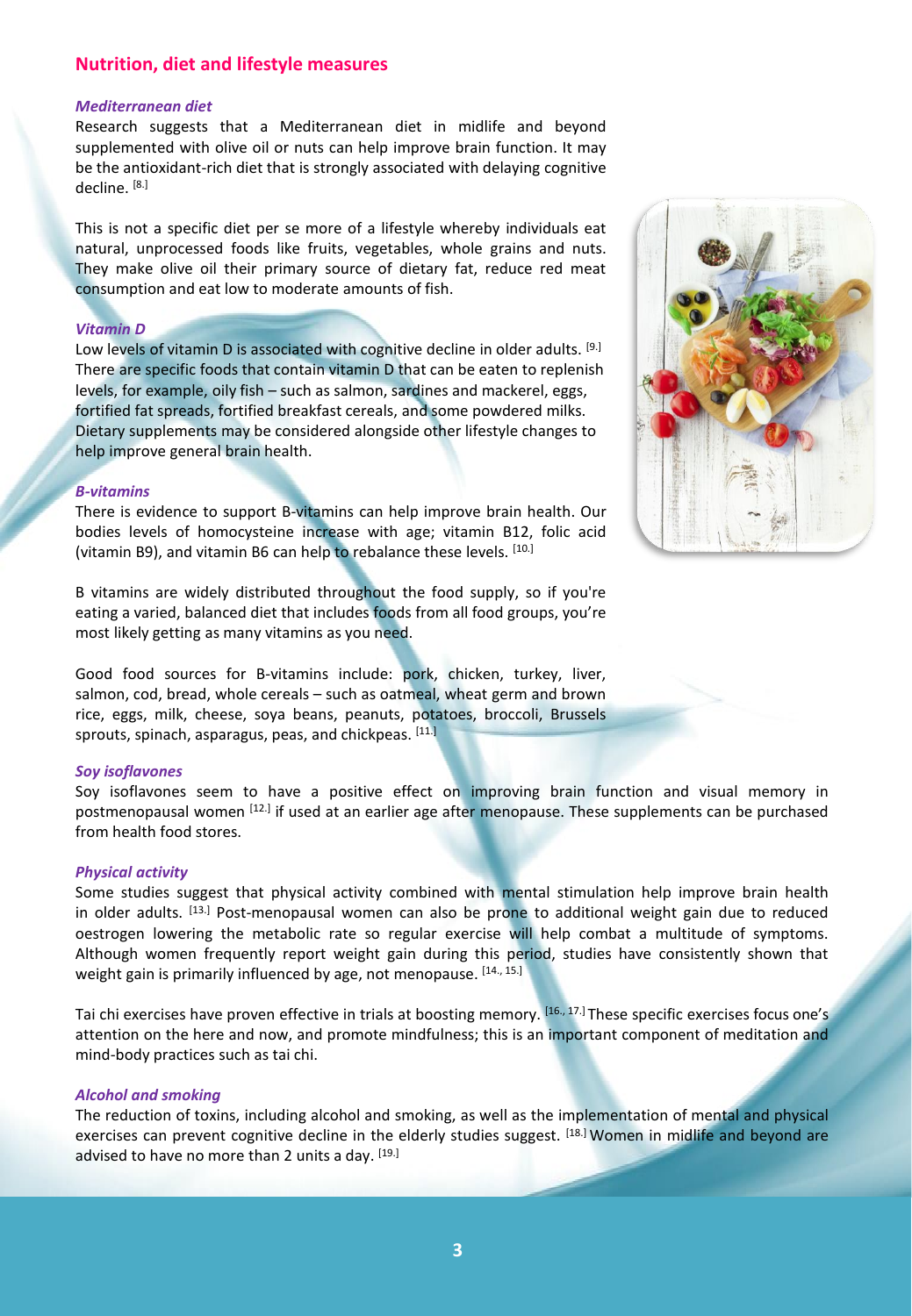## Nutrition, diet and lifestyle measures

### *Mediterranean diet*

Research suggests that a Mediterranean diet in midlife and beyond supplemented with olive oil or nuts can help improve brain function. It may be the antioxidant-rich diet that is strongly associated with delaying cognitive decline. [8.]

This is not a specific diet per se more of a lifestyle whereby individuals eat natural, unprocessed foods like fruits, vegetables, whole grains and nuts. They make olive oil their primary source of dietary fat, reduce red meat consumption and eat low to moderate amounts of fish.

### *Vitamin D*

Low levels of vitamin D is associated with cognitive decline in older adults. [9.] There are specific foods that contain vitamin D that can be eaten to replenish levels, for example, oily fish – such as salmon, sardines and mackerel, eggs, fortified fat spreads, fortified breakfast cereals, and some powdered milks. Dietary supplements may be considered alongside other lifestyle changes to help improve general brain health.

### *B-vitamins*

There is evidence to support B-vitamins can help improve brain health. Our bodies levels of homocysteine increase with age; vitamin B12, folic acid (vitamin B9), and vitamin B6 can help to rebalance these levels. [10.]

B vitamins are widely distributed throughout the food supply, so if you're eating a varied, balanced diet that includes foods from all food groups, you're most likely getting as many vitamins as you need.

Good food sources for B-vitamins include: pork, chicken, turkey, liver, salmon, cod, bread, whole cereals – such as oatmeal, wheat germ and brown rice, eggs, milk, cheese, soya beans, peanuts, potatoes, broccoli, Brussels sprouts, spinach, asparagus, peas, and chickpeas. [11.]

### *Soy isoflavones*

Soy isoflavones seem to have a positive effect on improving brain function and visual memory in postmenopausal women [12.] if used at an earlier age after menopause. These supplements can be purchased from health food stores.

### *Physical activity*

Some studies suggest that physical activity combined with mental stimulation help improve brain health in older adults. [13.] Post-menopausal women can also be prone to additional weight gain due to reduced oestrogen lowering the metabolic rate so regular exercise will help combat a multitude of symptoms. Although women frequently report weight gain during this period, studies have consistently shown that weight gain is primarily influenced by age, not menopause. [14., 15.]

Tai chi exercises have proven effective in trials at boosting memory. [16., 17.] These specific exercises focus one's attention on the here and now, and promote mindfulness; this is an important component of meditation and mind-body practices such as tai chi.

### *Alcohol and smoking*

The reduction of toxins, including alcohol and smoking, as well as the implementation of mental and physical exercises can prevent cognitive decline in the elderly studies suggest. [18.] Women in midlife and beyond are advised to have no more than 2 units a day. [19.]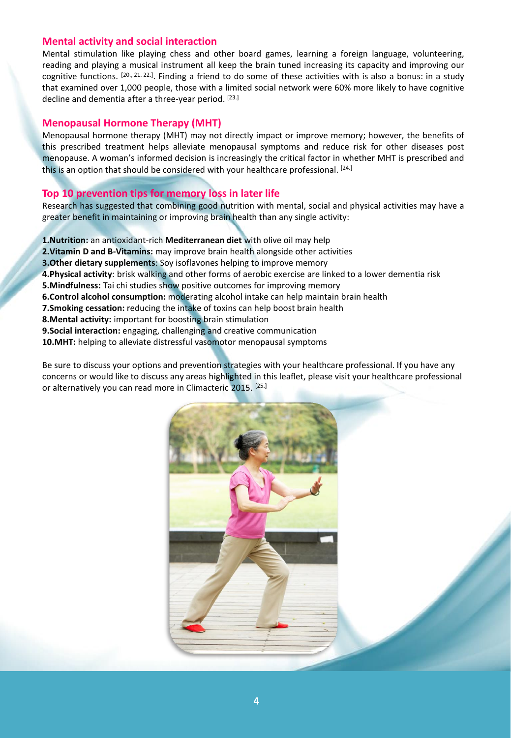## Mental activity and social interaction

Mental stimulation like playing chess and other board games, learning a foreign language, volunteering, reading and playing a musical instrument all keep the brain tuned increasing its capacity and improving our cognitive functions. [20., 21. 22.]. Finding a friend to do some of these activities with is also a bonus: in a study that examined over 1,000 people, those with a limited social network were 60% more likely to have cognitive decline and dementia after a three-year period. [23.]

## Menopausal Hormone Therapy (MHT)

Menopausal hormone therapy (MHT) may not directly impact or improve memory; however, the benefits of this prescribed treatment helps alleviate menopausal symptoms and reduce risk for other diseases post menopause. A woman's informed decision is increasingly the critical factor in whether MHT is prescribed and this is an option that should be considered with your healthcare professional. [24.]

## Top 10 prevention tips for memory loss in later life

Research has suggested that combining good nutrition with mental, social and physical activities may have a greater benefit in maintaining or improving brain health than any single activity:

**1.Nutrition:** an antioxidant-rich **Mediterranean diet** with olive oil may help
**2.Vitamin D and B-Vitamins:** may improve brain health alongside other activities
**3.Other dietary supplements**: Soy isoflavones helping to improve memory
**4.Physical activity**: brisk walking and other forms of aerobic exercise are linked to a lower dementia risk
**5.Mindfulness:** Tai chi studies show positive outcomes for improving memory
**6.Control alcohol consumption:** moderating alcohol intake can help maintain brain health
**7.Smoking cessation:** reducing the intake of toxins can help boost brain health
**8.Mental activity:** important for boosting brain stimulation
**9.Social interaction:** engaging, challenging and creative communication
**10.MHT:** helping to alleviate distressful vasomotor menopausal symptoms

Be sure to discuss your options and prevention strategies with your healthcare professional. If you have any concerns or would like to discuss any areas highlighted in this leaflet, please visit your healthcare professional or alternatively you can read more in Climacteric 2015. [25.]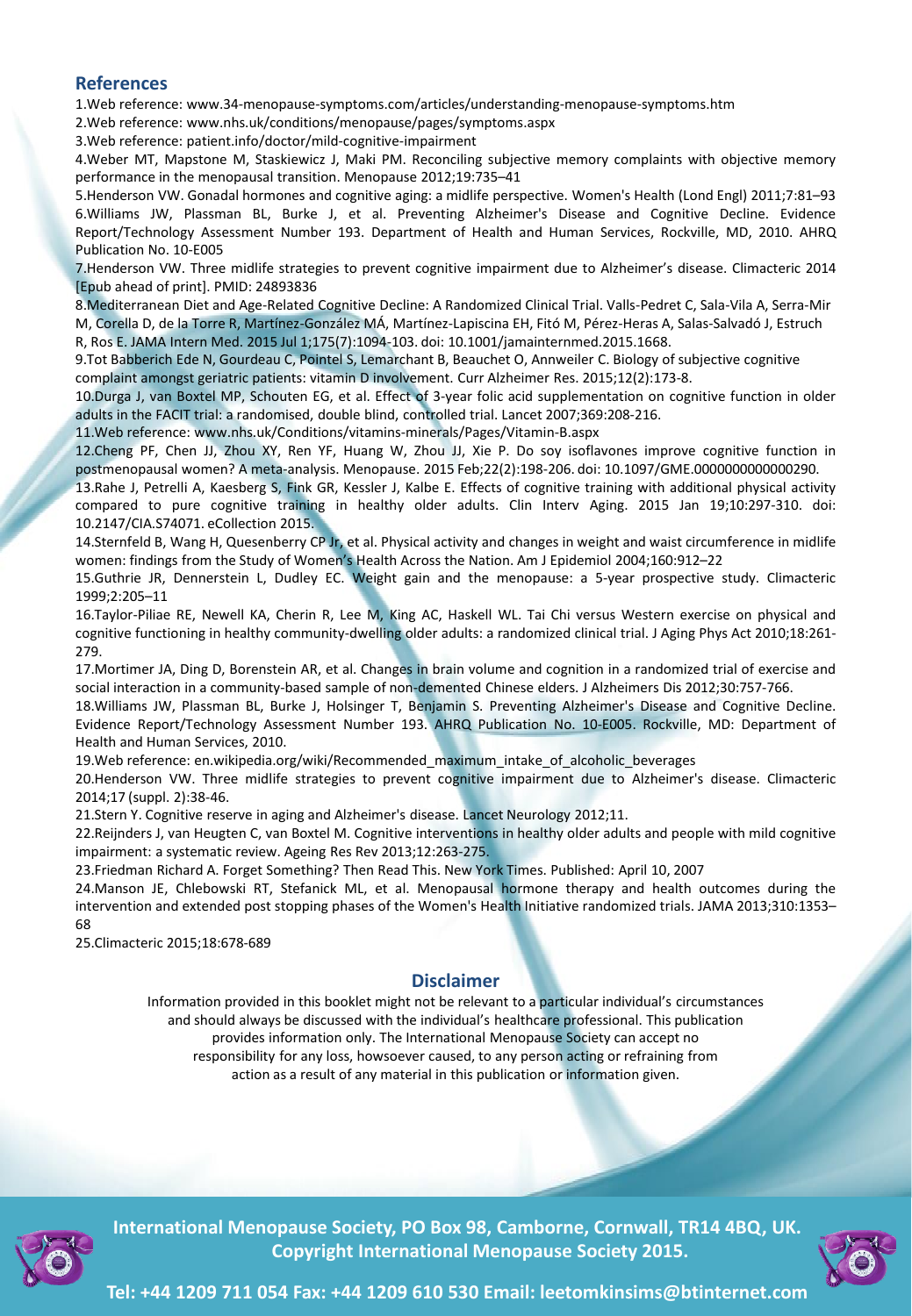## References

1.Web reference: www.34-menopause-symptoms.com/articles/understanding-menopause-symptoms.htm

2.Web reference: www.nhs.uk/conditions/menopause/pages/symptoms.aspx

3.Web reference: patient.info/doctor/mild-cognitive-impairment

4.Weber MT, Mapstone M, Staskiewicz J, Maki PM. Reconciling subjective memory complaints with objective memory performance in the menopausal transition. Menopause 2012;19:735–41

5.Henderson VW. Gonadal hormones and cognitive aging: a midlife perspective. Women's Health (Lond Engl) 2011;7:81–93

6.Williams JW, Plassman BL, Burke J, et al. Preventing Alzheimer's Disease and Cognitive Decline. Evidence Report/Technology Assessment Number 193. Department of Health and Human Services, Rockville, MD, 2010. AHRQ Publication No. 10-E005

7.Henderson VW. Three midlife strategies to prevent cognitive impairment due to Alzheimer's disease. Climacteric 2014 [Epub ahead of print]. PMID: 24893836

8.Mediterranean Diet and Age-Related Cognitive Decline: A Randomized Clinical Trial. Valls-Pedret C, Sala-Vila A, Serra-Mir M, Corella D, de la Torre R, Martínez-González MÁ, Martínez-Lapiscina EH, Fitó M, Pérez-Heras A, Salas-Salvadó J, Estruch R, Ros E. JAMA Intern Med. 2015 Jul 1;175(7):1094-103. doi: 10.1001/jamainternmed.2015.1668.

9.Tot Babberich Ede N, Gourdeau C, Pointel S, Lemarchant B, Beauchet O, Annweiler C. Biology of subjective cognitive complaint amongst geriatric patients: vitamin D involvement. Curr Alzheimer Res. 2015;12(2):173-8.

10.Durga J, van Boxtel MP, Schouten EG, et al. Effect of 3-year folic acid supplementation on cognitive function in older adults in the FACIT trial: a randomised, double blind, controlled trial. Lancet 2007;369:208-216.

11.Web reference: www.nhs.uk/Conditions/vitamins-minerals/Pages/Vitamin-B.aspx

12.Cheng PF, Chen JJ, Zhou XY, Ren YF, Huang W, Zhou JJ, Xie P. Do soy isoflavones improve cognitive function in postmenopausal women? A meta-analysis. Menopause. 2015 Feb;22(2):198-206. doi: 10.1097/GME.0000000000000290.

13.Rahe J, Petrelli A, Kaesberg S, Fink GR, Kessler J, Kalbe E. Effects of cognitive training with additional physical activity compared to pure cognitive training in healthy older adults. Clin Interv Aging. 2015 Jan 19;10:297-310. doi: 10.2147/CIA.S74071. eCollection 2015.

14.Sternfeld B, Wang H, Quesenberry CP Jr, et al. Physical activity and changes in weight and waist circumference in midlife women: findings from the Study of Women's Health Across the Nation. Am J Epidemiol 2004;160:912–22

15.Guthrie JR, Dennerstein L, Dudley EC. Weight gain and the menopause: a 5-year prospective study. Climacteric 1999;2:205–11

16.Taylor-Piliae RE, Newell KA, Cherin R, Lee M, King AC, Haskell WL. Tai Chi versus Western exercise on physical and cognitive functioning in healthy community-dwelling older adults: a randomized clinical trial. J Aging Phys Act 2010;18:261-279.

17.Mortimer JA, Ding D, Borenstein AR, et al. Changes in brain volume and cognition in a randomized trial of exercise and social interaction in a community-based sample of non-demented Chinese elders. J Alzheimers Dis 2012;30:757-766.

18.Williams JW, Plassman BL, Burke J, Holsinger T, Benjamin S. Preventing Alzheimer's Disease and Cognitive Decline. Evidence Report/Technology Assessment Number 193. AHRQ Publication No. 10-E005. Rockville, MD: Department of Health and Human Services, 2010.

19.Web reference: en.wikipedia.org/wiki/Recommended_maximum_intake_of_alcoholic_beverages

20.Henderson VW. Three midlife strategies to prevent cognitive impairment due to Alzheimer's disease. Climacteric 2014;17 (suppl. 2):38-46.

21.Stern Y. Cognitive reserve in aging and Alzheimer's disease. Lancet Neurology 2012;11.

22.Reijnders J, van Heugten C, van Boxtel M. Cognitive interventions in healthy older adults and people with mild cognitive impairment: a systematic review. Ageing Res Rev 2013;12:263-275.

23.Friedman Richard A. Forget Something? Then Read This. New York Times. Published: April 10, 2007

24.Manson JE, Chlebowski RT, Stefanick ML, et al. Menopausal hormone therapy and health outcomes during the intervention and extended post stopping phases of the Women's Health Initiative randomized trials. JAMA 2013;310:1353–68

25.Climacteric 2015;18:678-689

## Disclaimer

Information provided in this booklet might not be relevant to a particular individual's circumstances and should always be discussed with the individual's healthcare professional. This publication provides information only. The International Menopause Society can accept no responsibility for any loss, howsoever caused, to any person acting or refraining from action as a result of any material in this publication or information given.

**International Menopause Society, PO Box 98, Camborne, Cornwall, TR14 4BQ, UK.**
**Copyright International Menopause Society 2015.**

**Tel: +44 1209 711 054 Fax: +44 1209 610 530 Email: leetomkinsims@btinternet.com**